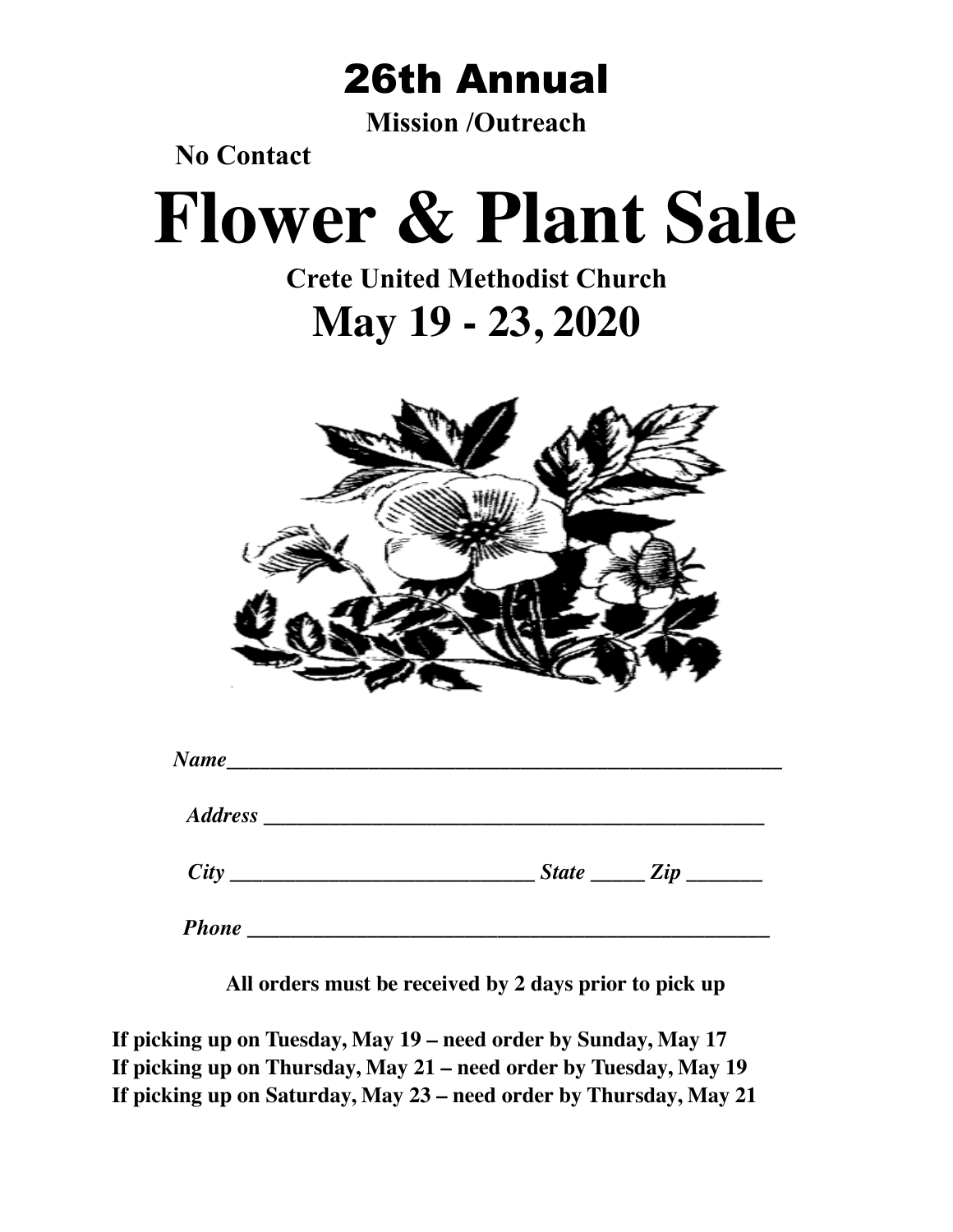## 26th Annual

**Mission /Outreach**

**No Contact**

# Flower & Plant Sale

**Crete United Methodist Church**

## May 19 - 23, 2020

***Name*\_\_\_\_\_\_\_\_\_\_\_\_\_\_\_\_\_\_\_\_\_\_\_\_\_\_\_\_\_\_\_\_\_\_\_\_\_\_\_\_\_\_\_\_\_\_\_\_\_**

***Address* \_\_\_\_\_\_\_\_\_\_\_\_\_\_\_\_\_\_\_\_\_\_\_\_\_\_\_\_\_\_\_\_\_\_\_\_\_\_\_\_\_\_\_\_\_**

***City* \_\_\_\_\_\_\_\_\_\_\_\_\_\_\_\_\_\_\_\_\_\_\_\_\_\_\_\_ *State* \_\_\_\_\_ *Zip* \_\_\_\_\_\_\_**

***Phone* \_\_\_\_\_\_\_\_\_\_\_\_\_\_\_\_\_\_\_\_\_\_\_\_\_\_\_\_\_\_\_\_\_\_\_\_\_\_\_\_\_\_\_\_\_\_\_\_**

**All orders must be received by 2 days prior to pick up**

**If picking up on Tuesday, May 19 – need order by Sunday, May 17**
**If picking up on Thursday, May 21 – need order by Tuesday, May 19**
**If picking up on Saturday, May 23 – need order by Thursday, May 21**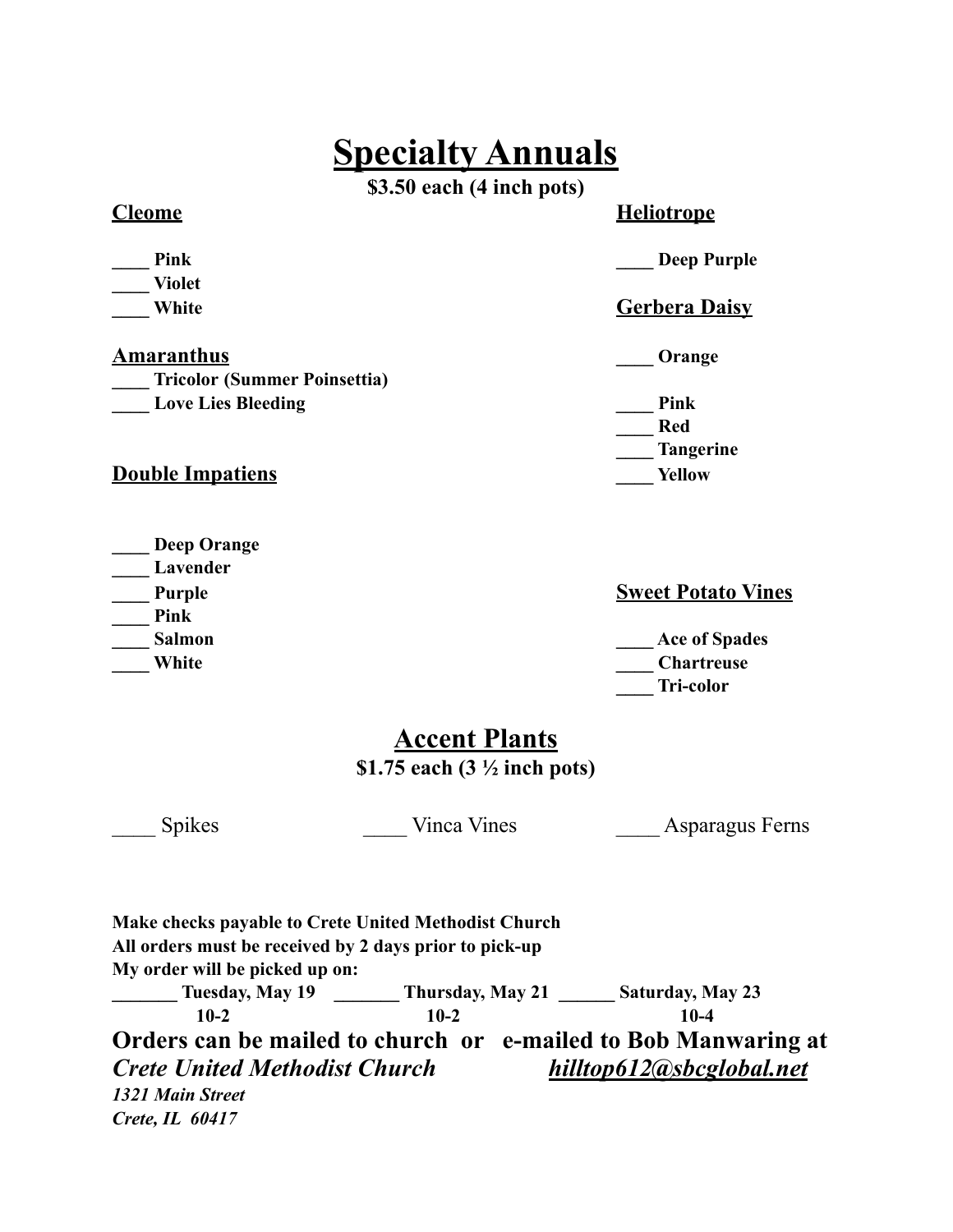# Specialty Annuals

**$3.50 each (4 inch pots)**

**Cleome**

**____ Pink**
**____ Violet**
**____ White**

**Amaranthus**
**____ Tricolor (Summer Poinsettia)**
**____ Love Lies Bleeding**

**Double Impatiens**

**____ Deep Orange**
**____ Lavender**
**____ Purple**
**____ Pink**
**____ Salmon**
**____ White**

**Heliotrope**

**____ Deep Purple**

**Gerbera Daisy**

**____ Orange**

**____ Pink**
**____ Red**
**____ Tangerine**
**____ Yellow**

**Sweet Potato Vines**

**____ Ace of Spades**
**____ Chartreuse**
**____ Tri-color**

# Accent Plants

**$1.75 each (3 ½ inch pots)**

____ Spikes ____ Vinca Vines ____ Asparagus Ferns

**Make checks payable to Crete United Methodist Church**
**All orders must be received by 2 days prior to pick-up**
**My order will be picked up on:**

| _______ Tuesday, May 19 | _______ Thursday, May 21 | ______ Saturday, May 23 |
|---|---|---|
| 10-2 | 10-2 | 10-4 |

**Orders can be mailed to church or e-mailed to Bob Manwaring at**

***Crete United Methodist Church***
***1321 Main Street***
***Crete, IL 60417***

***hilltop612@sbcglobal.net***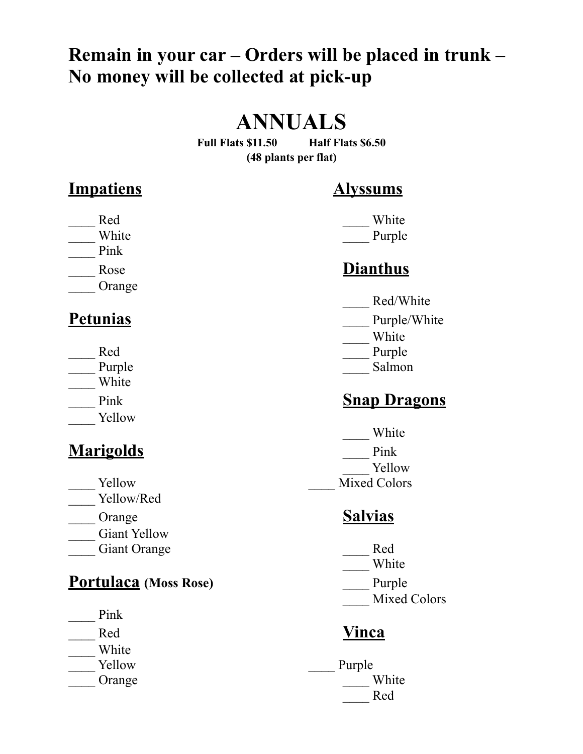**Remain in your car – Orders will be placed in trunk – No money will be collected at pick-up**

# ANNUALS

**Full Flats $11.50 Half Flats $6.50**
**(48 plants per flat)**

## Impatiens

____ Red
____ White
____ Pink
____ Rose
____ Orange

## Petunias

____ Red
____ Purple
____ White
____ Pink
____ Yellow

## Marigolds

____ Yellow
____ Yellow/Red
____ Orange
____ Giant Yellow
____ Giant Orange

## Portulaca (Moss Rose)

____ Pink
____ Red
____ White
____ Yellow
____ Orange

## Alyssums

____ White
____ Purple

## Dianthus

____ Red/White
____ Purple/White
____ White
____ Purple
____ Salmon

## Snap Dragons

____ White
____ Pink
____ Yellow
____ Mixed Colors

## Salvias

____ Red
____ White
____ Purple
____ Mixed Colors

## Vinca

____ Purple
____ White
____ Red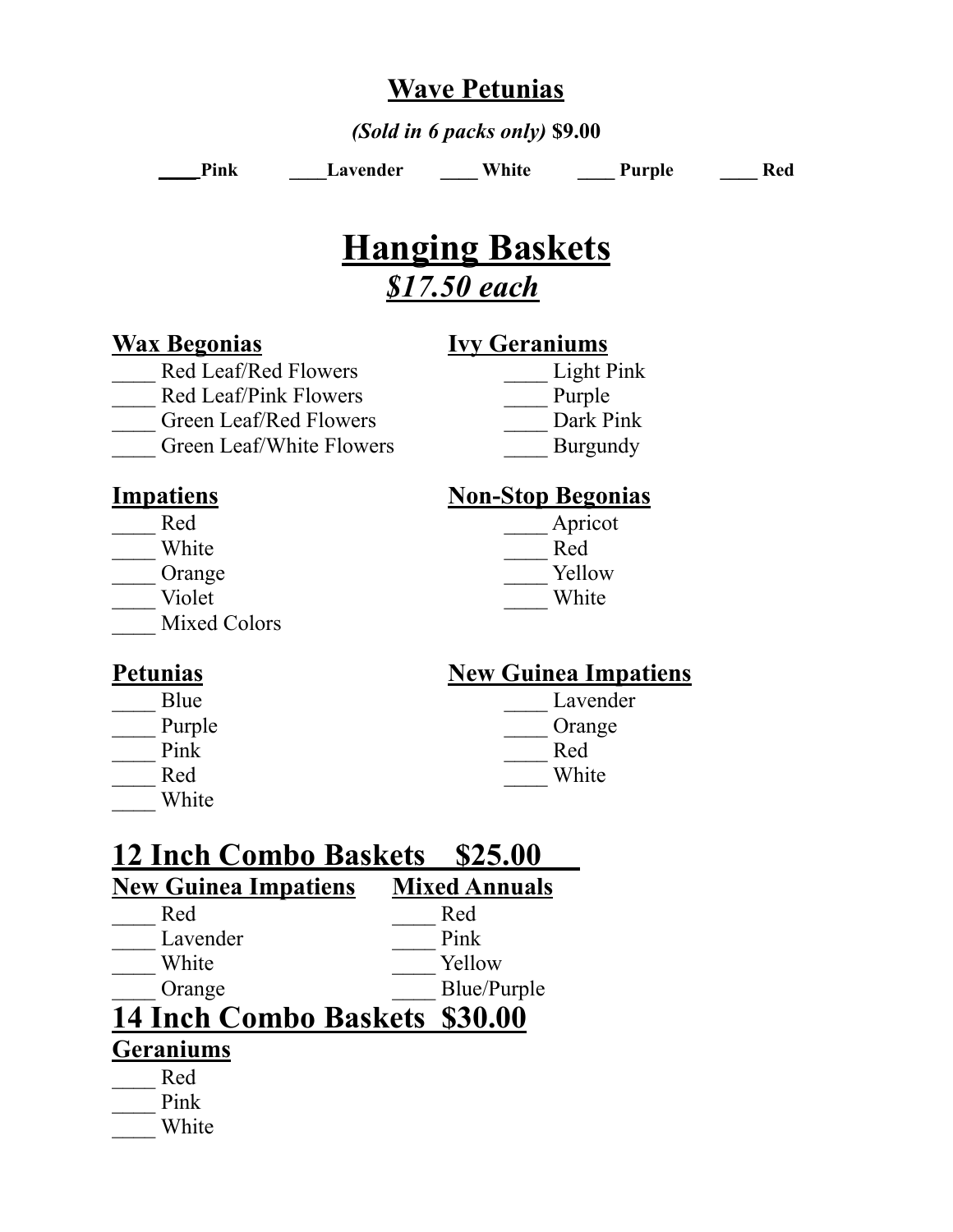## Wave Petunias

***(Sold in 6 packs only)* $9.00**

**____Pink ____Lavender ____ White ____ Purple ____ Red**

# Hanging Baskets

## *$17.50 each*

**Wax Begonias**

____ Red Leaf/Red Flowers
____ Red Leaf/Pink Flowers
____ Green Leaf/Red Flowers
____ Green Leaf/White Flowers

**Ivy Geraniums**

____ Light Pink
____ Purple
____ Dark Pink
____ Burgundy

**Impatiens**

____ Red
____ White
____ Orange
____ Violet
____ Mixed Colors

**Non-Stop Begonias**

____ Apricot
____ Red
____ Yellow
____ White

**Petunias**

____ Blue
____ Purple
____ Pink
____ Red
____ White

**New Guinea Impatiens**

____ Lavender
____ Orange
____ Red
____ White

## 12 Inch Combo Baskets $25.00

**New Guinea Impatiens**

____ Red
____ Lavender
____ White
____ Orange

**Mixed Annuals**

____ Red
____ Pink
____ Yellow
____ Blue/Purple

## 14 Inch Combo Baskets $30.00

**Geraniums**

____ Red
____ Pink
____ White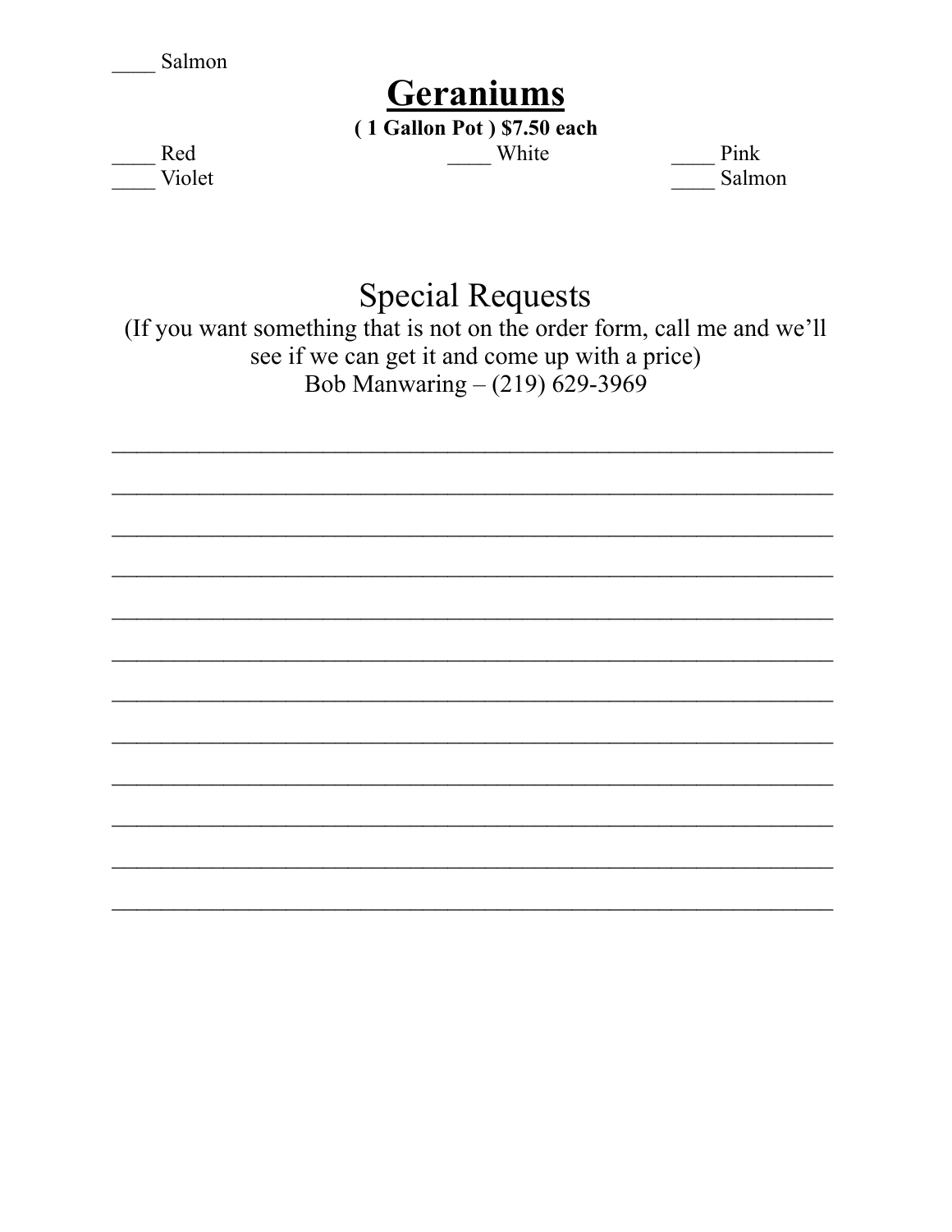____ Salmon

# Geraniums

**( 1 Gallon Pot ) $7.50 each**

____ Red
____ White
____ Pink
____ Violet
____ Salmon

## Special Requests

(If you want something that is not on the order form, call me and we'll see if we can get it and come up with a price)
Bob Manwaring – (219) 629-3969

____________________________________________________________
____________________________________________________________
____________________________________________________________
____________________________________________________________
____________________________________________________________
____________________________________________________________
____________________________________________________________
____________________________________________________________
____________________________________________________________
____________________________________________________________
____________________________________________________________
____________________________________________________________